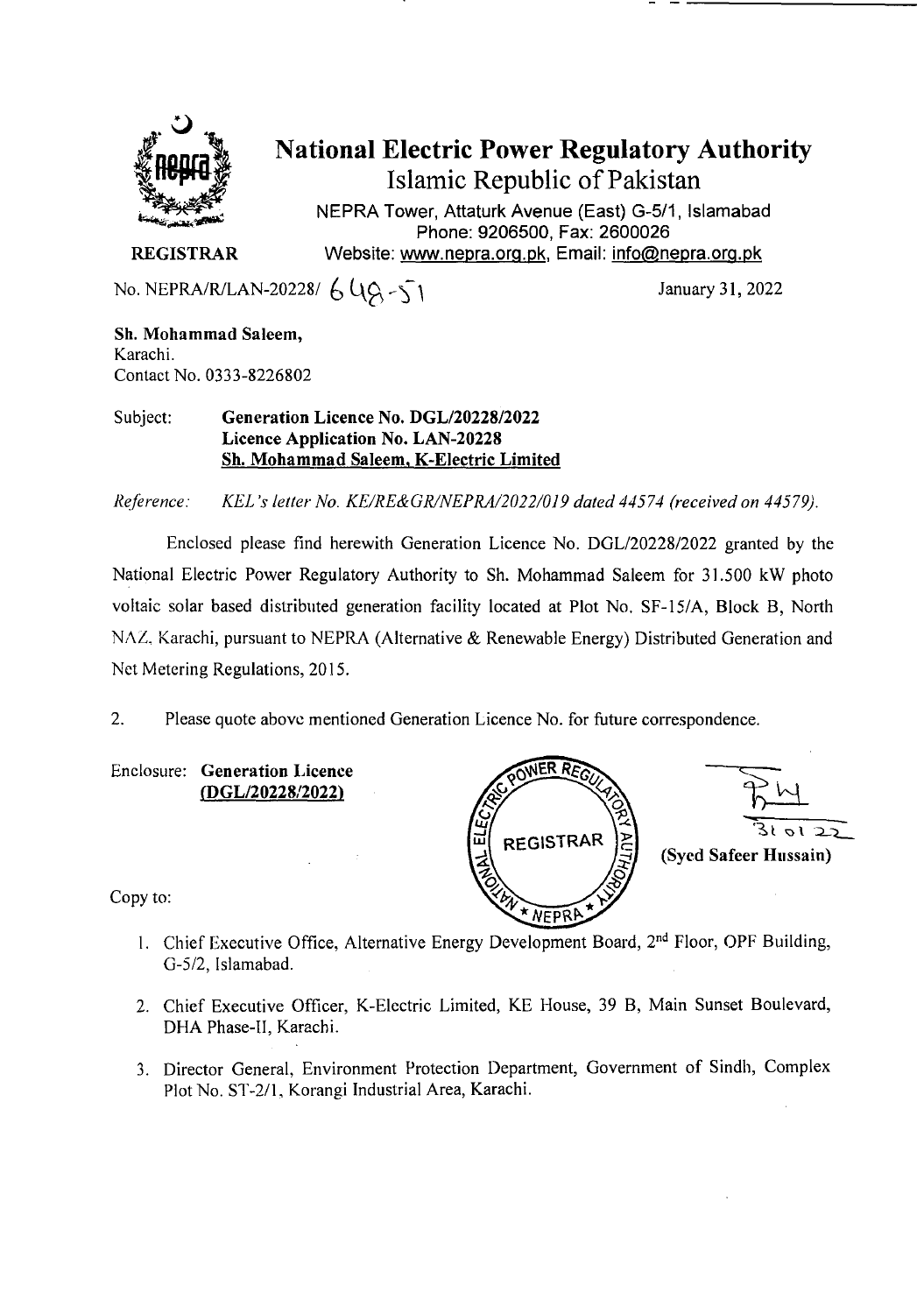# National Electric Power Regulatory Authority

## Islamic Republic of Pakistan

NEPRA Tower, Attaturk Avenue (East) G-5/1, Islamabad
Phone: 9206500, Fax: 2600026
Website: www.nepra.org.pk, Email: info@nepra.org.pk

**REGISTRAR**

No. NEPRA/R/LAN-20228/ 648-51

January 31, 2022

**Sh. Mohammad Saleem,**
Karachi.
Contact No. 0333-8226802

Subject: **Generation Licence No. DGL/20228/2022**
**Licence Application No. LAN-20228**
**Sh. Mohammad Saleem, K-Electric Limited**

*Reference: KEL's letter No. KE/RE&GR/NEPRA/2022/019 dated 44574 (received on 44579).*

Enclosed please find herewith Generation Licence No. DGL/20228/2022 granted by the National Electric Power Regulatory Authority to Sh. Mohammad Saleem for 31.500 kW photo voltaic solar based distributed generation facility located at Plot No. SF-15/A, Block B, North NAZ, Karachi, pursuant to NEPRA (Alternative & Renewable Energy) Distributed Generation and Net Metering Regulations, 2015.

2. Please quote above mentioned Generation Licence No. for future correspondence.

Enclosure: **Generation Licence**
**(DGL/20228/2022)**

31 01 22
**(Syed Safeer Hussain)**

Copy to:

1. Chief Executive Office, Alternative Energy Development Board, 2nd Floor, OPF Building, G-5/2, Islamabad.
2. Chief Executive Officer, K-Electric Limited, KE House, 39 B, Main Sunset Boulevard, DHA Phase-II, Karachi.
3. Director General, Environment Protection Department, Government of Sindh, Complex Plot No. ST-2/1, Korangi Industrial Area, Karachi.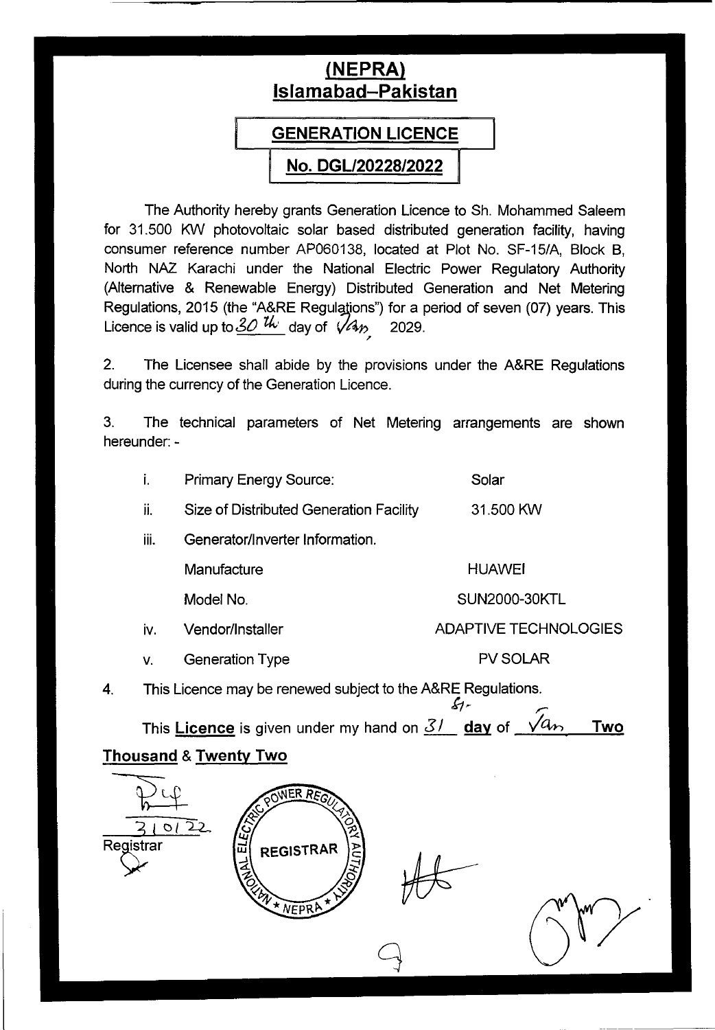# (NEPRA)
# Islamabad–Pakistan

## GENERATION LICENCE

## No. DGL/20228/2022

The Authority hereby grants Generation Licence to Sh. Mohammed Saleem for 31.500 KW photovoltaic solar based distributed generation facility, having consumer reference number AP060138, located at Plot No. SF-15/A, Block B, North NAZ Karachi under the National Electric Power Regulatory Authority (Alternative & Renewable Energy) Distributed Generation and Net Metering Regulations, 2015 (the "A&RE Regulations") for a period of seven (07) years. This Licence is valid up to 30th day of Jan, 2029.

2. The Licensee shall abide by the provisions under the A&RE Regulations during the currency of the Generation Licence.

3. The technical parameters of Net Metering arrangements are shown hereunder: -

| | | |
|---|---|---|
| i. | Primary Energy Source: | Solar |
| ii. | Size of Distributed Generation Facility | 31.500 KW |
| iii. | Generator/Inverter Information. | |
| | Manufacture | HUAWEI |
| | Model No. | SUN2000-30KTL |
| iv. | Vendor/Installer | ADAPTIVE TECHNOLOGIES |
| v. | Generation Type | PV SOLAR |

4. This Licence may be renewed subject to the A&RE Regulations.

This **Licence** is given under my hand on 31st **day** of Jan **Two Thousand** & **Twenty Two**

31/01/22
Registrar

NATIONAL ELECTRIC POWER REGULATORY AUTHORITY
REGISTRAR
NEPRA